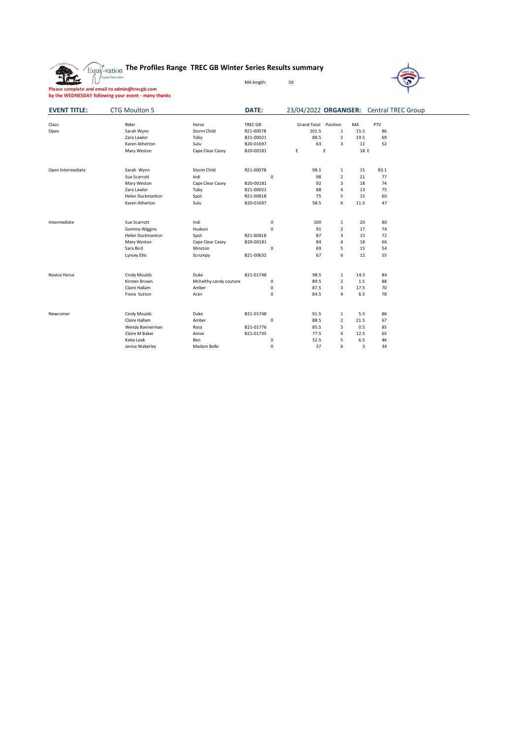# The Profiles Range TREC GB Winter Series Results summary

MA length: 50

**Please complete and email to admin@trecgb.com by the WEDNESDAY following your event - many thanks**

**EVENT TITLE:** CTG Moulton 5 **DATE:** 23/04/2022 **ORGANISER:** Central TREC Group

| Class: | Rider | Horse | TREC GB | Grand Total | Position | MA | PTV |
|---|---|---|---|---|---|---|---|
| Open | Sarah Wynn | Storm Child | R21-00078 | 101.5 | 1 | 15.5 | 86 |
| | Zara Lawlor | Toby | B21-00021 | 88.5 | 2 | 19.5 | 69 |
| | Karen Atherton | Sulu | B20-01697 | 63 | 3 | 11 | 52 |
| | Mary Weston | Cape Clear Casey | B20-00181 | E | E | 18 E | |
| | | | | | | | |
| Open Intermediate | Sarah Wynn | Storm Child | R21-00078 | 98.1 | 1 | 15 | 83.1 |
| | Sue Scarrott | Indi | 0 | 98 | 2 | 21 | 77 |
| | Mary Weston | Cape Clear Casey | B20-00181 | 92 | 3 | 18 | 74 |
| | Zara Lawlor | Toby | B21-00021 | 88 | 4 | 13 | 75 |
| | Helen Duckmanton | Spot | R21-00818 | 75 | 5 | 15 | 60 |
| | Karen Atherton | Sulu | B20-01697 | 58.5 | 6 | 11.5 | 47 |
| | | | | | | | |
| Intermediate | Sue Scarrott | Indi | 0 | 100 | 1 | 20 | 80 |
| | Gemma Wiggins | Hudson | 0 | 91 | 2 | 17 | 74 |
| | Helen Duckmanton | Spot | R21-00818 | 87 | 3 | 15 | 72 |
| | Mary Weston | Cape Clear Casey | B20-00181 | 84 | 4 | 18 | 66 |
| | Sara Bird | Winston | 0 | 69 | 5 | 15 | 54 |
| | Lynsey Ellis | Scrumpy | B21-00632 | 67 | 6 | 12 | 55 |
| | | | | | | | |
| Novice Horse | Cindy Moulds | Duke | B21-01748 | 98.5 | 1 | 14.5 | 84 |
| | Kirsten Brown | Mchelthy candy couture | 0 | 89.5 | 2 | 1.5 | 88 |
| | Claire Hallam | Amber | 0 | 87.5 | 3 | 17.5 | 70 |
| | Fiona Sutton | Aran | 0 | 84.5 | 4 | 6.5 | 78 |
| | | | | | | | |
| Newcomer | Cindy Moulds | Duke | B21-01748 | 91.5 | 1 | 5.5 | 86 |
| | Claire Hallam | Amber | 0 | 88.5 | 2 | 21.5 | 67 |
| | Wendy Bannerman | Rosa | B21-01776 | 85.5 | 3 | 0.5 | 85 |
| | Claire M Baker | Annie | B21-01735 | 77.5 | 4 | 12.5 | 65 |
| | Katie Leak | Ben | 0 | 52.5 | 5 | 6.5 | 46 |
| | Janice Wakerley | Madam Belle | 0 | 37 | 6 | 3 | 34 |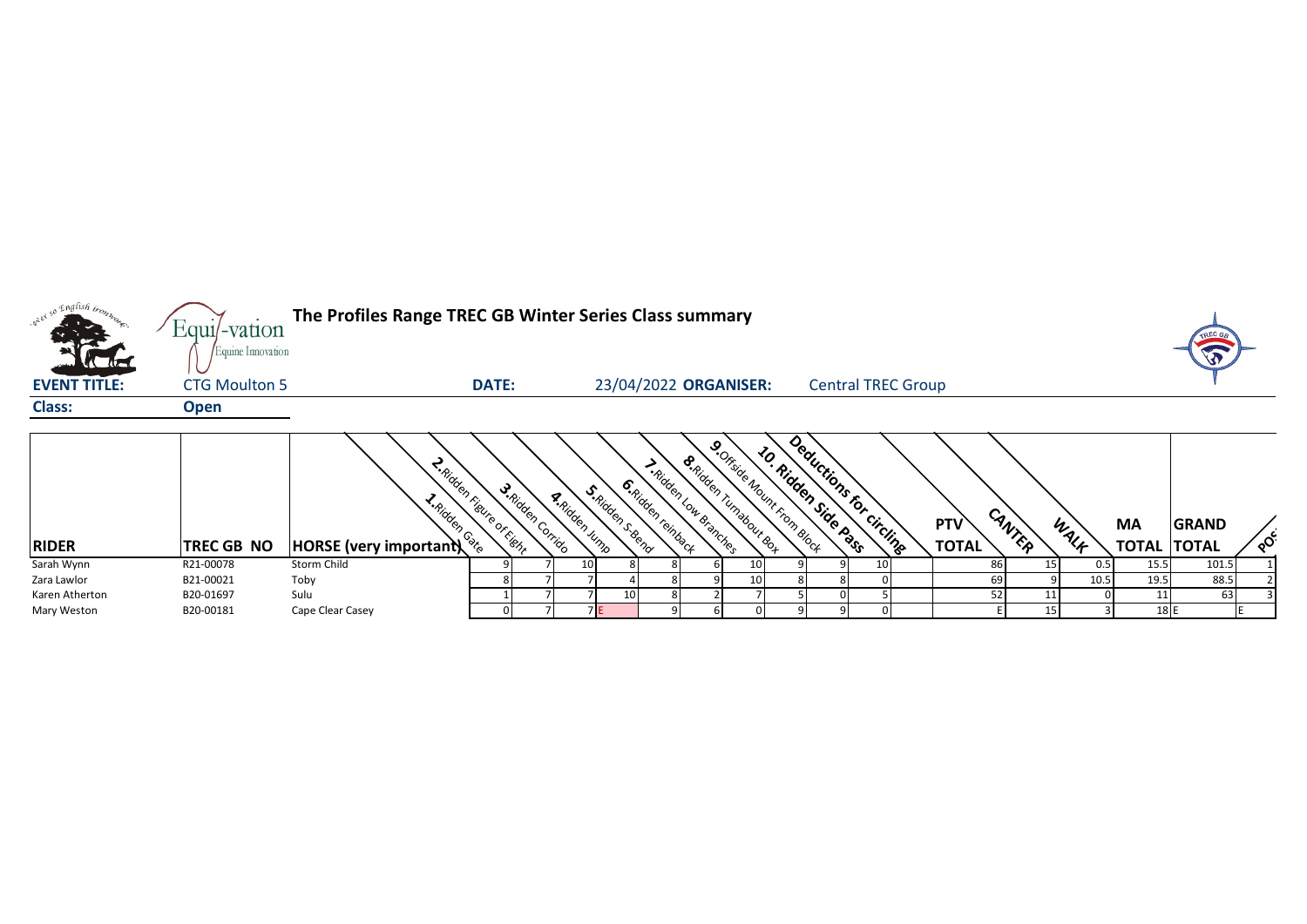# The Profiles Range TREC GB Winter Series Class summary

**EVENT TITLE:** CTG Moulton 5 **DATE:** 23/04/2022 **ORGANISER:** Central TREC Group

**Class:** **Open**

| RIDER | TREC GB NO | HORSE (very important) | 1.Ridden Gate | 2.Ridden Figure of Eight | 3.Ridden Corrido | 4.Ridden Jump | 5.Ridden S-Bend | 6.Ridden reinback | 7.Ridden Low Branches | 8.Ridden Turnabout Box | 9.Offside Mount From Block | 10. Ridden Side Pass | Deductions for circling | PTV TOTAL | CANTER | WALK | MA TOTAL | GRAND TOTAL | POS |
|---|---|---|---|---|---|---|---|---|---|---|---|---|---|---|---|---|---|---|---|
| Sarah Wynn | R21-00078 | Storm Child | 9 | 7 | 10 | 8 | 8 | 6 | 10 | 9 | 9 | 10 | | 86 | 15 | 0.5 | 15.5 | 101.5 | 1 |
| Zara Lawlor | B21-00021 | Toby | 8 | 7 | 7 | 4 | 8 | 9 | 10 | 8 | 8 | 0 | | 69 | 9 | 10.5 | 19.5 | 88.5 | 2 |
| Karen Atherton | B20-01697 | Sulu | 1 | 7 | 7 | 10 | 8 | 2 | 7 | 5 | 0 | 5 | | 52 | 11 | 0 | 11 | 63 | 3 |
| Mary Weston | B20-00181 | Cape Clear Casey | 0 | 7 | 7 | E | 9 | 6 | 0 | 9 | 9 | 0 | | E | 15 | 3 | 18 | E | E |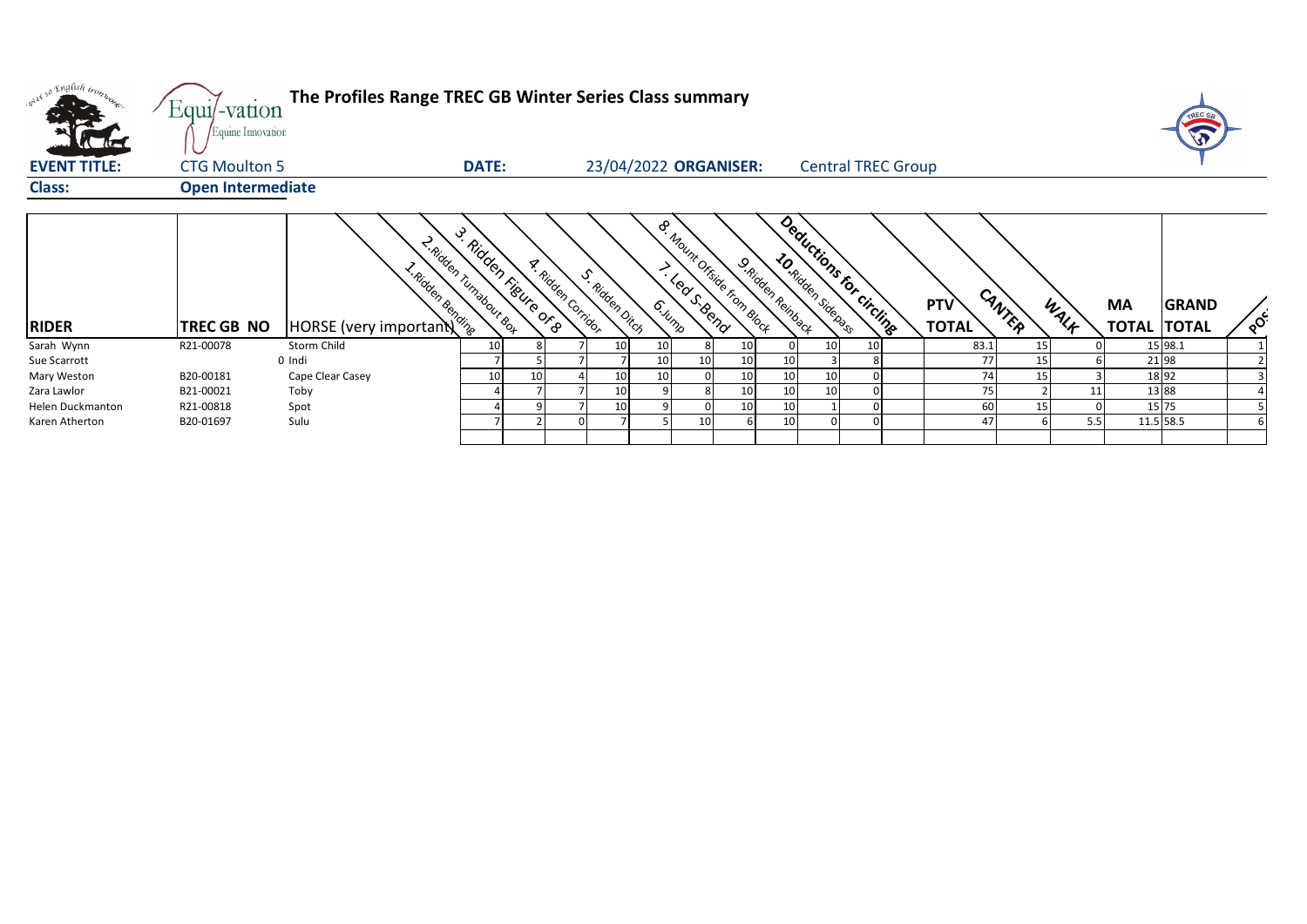# The Profiles Range TREC GB Winter Series Class summary

**EVENT TITLE:** CTG Moulton 5 **DATE:** 23/04/2022 **ORGANISER:** Central TREC Group

**Class:** Open Intermediate

| RIDER | TREC GB NO | HORSE (very important) | 1.Ridden Bending | 2.Ridden Turnabout Box | 3. Ridden Figure of 8 | 4. Ridden Corridor | 5. Ridden Ditch | 6.Jump | 7. Led S-Bend | 8. Mount Offside from Block | 9.Ridden Reinback | 10.Ridden Sidepass | Deductions for circling | PTV TOTAL | CANTER | WALK | MA TOTAL | GRAND TOTAL | POS |
|---|---|---|---|---|---|---|---|---|---|---|---|---|---|---|---|---|---|---|---|
| Sarah Wynn | R21-00078 | Storm Child | 10 | 8 | 7 | 10 | 10 | 8 | 10 | 0 | 10 | 10 | | 83.1 | 15 | 0 | 15 | 98.1 | 1 |
| Sue Scarrott | 0 | Indi | 7 | 5 | 7 | 7 | 10 | 10 | 10 | 10 | 3 | 8 | | 77 | 15 | 6 | 21 | 98 | 2 |
| Mary Weston | B20-00181 | Cape Clear Casey | 10 | 10 | 4 | 10 | 10 | 0 | 10 | 10 | 10 | 0 | | 74 | 15 | 3 | 18 | 92 | 3 |
| Zara Lawlor | B21-00021 | Toby | 4 | 7 | 7 | 10 | 9 | 8 | 10 | 10 | 10 | 0 | | 75 | 2 | 11 | 13 | 88 | 4 |
| Helen Duckmanton | R21-00818 | Spot | 4 | 9 | 7 | 10 | 9 | 0 | 10 | 10 | 1 | 0 | | 60 | 15 | 0 | 15 | 75 | 5 |
| Karen Atherton | B20-01697 | Sulu | 7 | 2 | 0 | 7 | 5 | 10 | 6 | 10 | 0 | 0 | | 47 | 6 | 5.5 | 11.5 | 58.5 | 6 |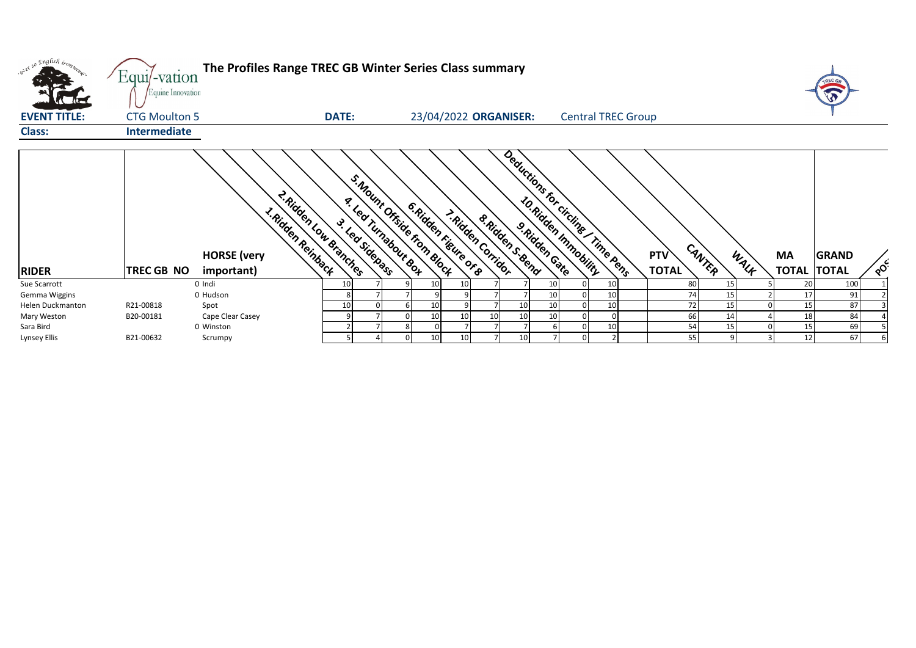**The Profiles Range TREC GB Winter Series Class summary**

| **EVENT TITLE:** | CTG Moulton 5 | **DATE:** | 23/04/2022 | **ORGANISER:** | Central TREC Group |
|---|---|---|---|---|---|
| **Class:** | **Intermediate** | | | | |

| RIDER | TREC GB NO | HORSE (very important) | 1.Ridden Reinback | 2.Ridden Low Branches | 3. Led Sidepass | 4. Led Turnabout Box | 5.Mount Offside from Block | 6.Ridden Figure of 8 | 7.Ridden Corridor | 8.Ridden S-Bend | 9.Ridden Gate | 10.Ridden Immobility | Deductions for circling / Time Pens | PTV TOTAL | CANTER | WALK | MA TOTAL | GRAND TOTAL | POS |
|---|---|---|---|---|---|---|---|---|---|---|---|---|---|---|---|---|---|---|---|
| Sue Scarrott | 0 | Indi | 10 | 7 | 9 | 10 | 10 | 7 | 7 | 10 | 0 | 10 | | 80 | 15 | 5 | 20 | 100 | 1 |
| Gemma Wiggins | 0 | Hudson | 8 | 7 | 7 | 9 | 9 | 7 | 7 | 10 | 0 | 10 | | 74 | 15 | 2 | 17 | 91 | 2 |
| Helen Duckmanton | R21-00818 | Spot | 10 | 0 | 6 | 10 | 9 | 7 | 10 | 10 | 0 | 10 | | 72 | 15 | 0 | 15 | 87 | 3 |
| Mary Weston | B20-00181 | Cape Clear Casey | 9 | 7 | 0 | 10 | 10 | 10 | 10 | 10 | 0 | 0 | | 66 | 14 | 4 | 18 | 84 | 4 |
| Sara Bird | 0 | Winston | 2 | 7 | 8 | 0 | 7 | 7 | 7 | 6 | 0 | 10 | | 54 | 15 | 0 | 15 | 69 | 5 |
| Lynsey Ellis | B21-00632 | Scrumpy | 5 | 4 | 0 | 10 | 10 | 7 | 10 | 7 | 0 | 2 | | 55 | 9 | 3 | 12 | 67 | 6 |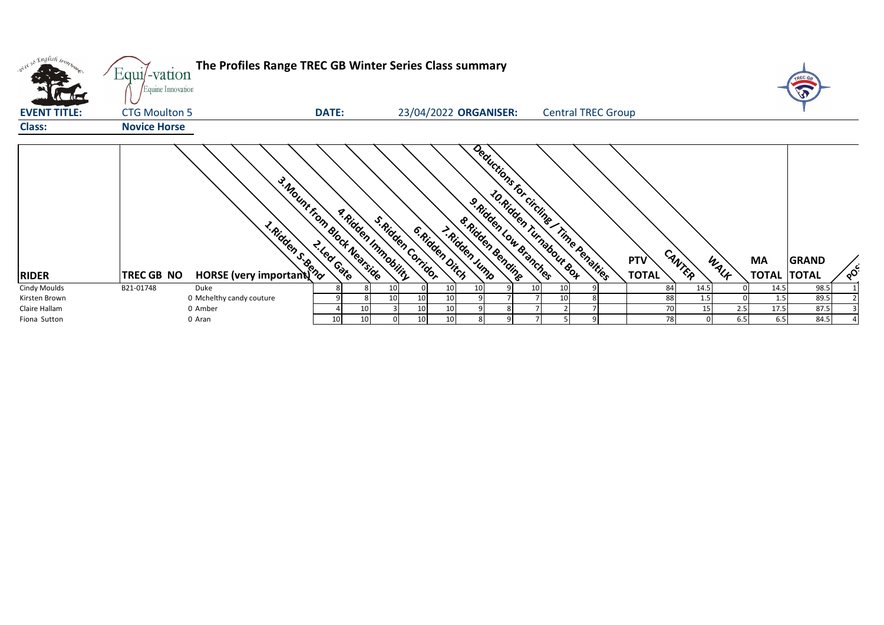# The Profiles Range TREC GB Winter Series Class summary

**EVENT TITLE:** CTG Moulton 5  **DATE:** 23/04/2022 **ORGANISER:** Central TREC Group

**Class:** Novice Horse

| RIDER | TREC GB NO | HORSE (very important) | 1.Ridden S-Bend | 2.Led Gate | 3.Mount from Block Nearside | 4.Ridden Immobility | 5.Ridden Corridor | 6.Ridden Ditch | 7.Ridden Jump | 8.Ridden Bending | 9.Ridden Low Branches | 10.Ridden Turnabout Box | Deductions for circling / Time Penalties | PTV TOTAL | CANTER | WALK | MA TOTAL | GRAND TOTAL | POS |
|---|---|---|---|---|---|---|---|---|---|---|---|---|---|---|---|---|---|---|---|
| Cindy Moulds | B21-01748 | Duke | 8 | 8 | 10 | 0 | 10 | 10 | 9 | 10 | 10 | 9 | | 84 | 14.5 | 0 | 14.5 | 98.5 | 1 |
| Kirsten Brown | 0 | Mchelthy candy couture | 9 | 8 | 10 | 10 | 10 | 9 | 7 | 7 | 10 | 8 | | 88 | 1.5 | 0 | 1.5 | 89.5 | 2 |
| Claire Hallam | 0 | Amber | 4 | 10 | 3 | 10 | 10 | 9 | 8 | 7 | 2 | 7 | | 70 | 15 | 2.5 | 17.5 | 87.5 | 3 |
| Fiona Sutton | 0 | Aran | 10 | 10 | 0 | 10 | 10 | 8 | 9 | 7 | 5 | 9 | | 78 | 0 | 6.5 | 6.5 | 84.5 | 4 |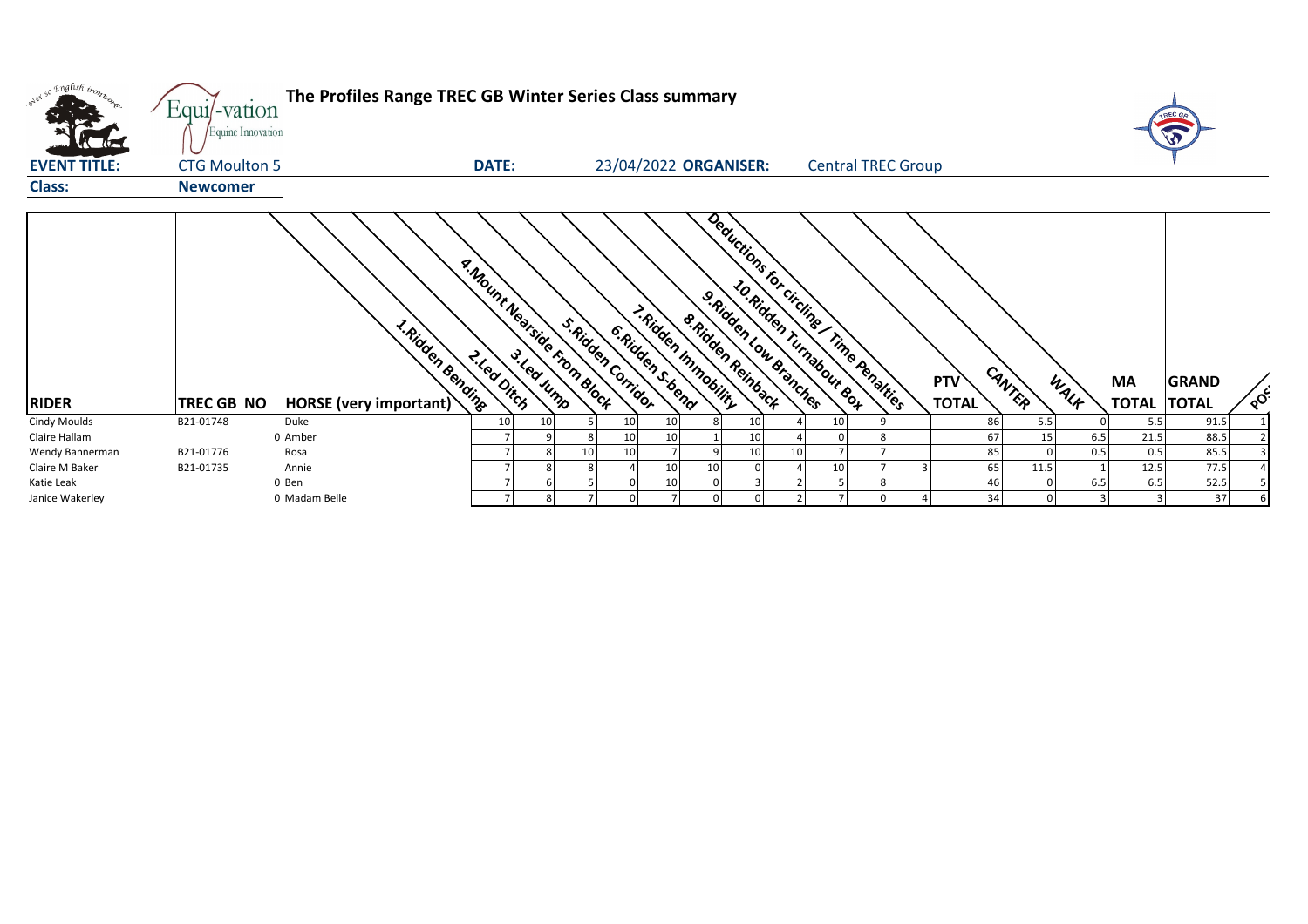# The Profiles Range TREC GB Winter Series Class summary

**EVENT TITLE:** CTG Moulton 5 **DATE:** 23/04/2022 **ORGANISER:** Central TREC Group

**Class:** Newcomer

| RIDER | TREC GB NO | HORSE (very important) | 1.Ridden Bending | 2.Led Ditch | 3.Led Jump | 4.Mount Nearside From Block | 5.Ridden Corridor | 6.Ridden S-bend | 7.Ridden Immobility | 8.Ridden Reinback | 9.Ridden Low Branches | 10.Ridden Turnabout Box | Deductions for circling / Time Penalties | PTV TOTAL | CANTER | WALK | MA TOTAL | GRAND TOTAL | POS |
|---|---|---|---|---|---|---|---|---|---|---|---|---|---|---|---|---|---|---|---|
| Cindy Moulds | B21-01748 | Duke | 10 | 10 | 5 | 10 | 10 | 8 | 10 | 4 | 10 | 9 | | 86 | 5.5 | 0 | 5.5 | 91.5 | 1 |
| Claire Hallam | 0 | Amber | 7 | 9 | 8 | 10 | 10 | 1 | 10 | 4 | 0 | 8 | | 67 | 15 | 6.5 | 21.5 | 88.5 | 2 |
| Wendy Bannerman | B21-01776 | Rosa | 7 | 8 | 10 | 10 | 7 | 9 | 10 | 10 | 7 | 7 | | 85 | 0 | 0.5 | 0.5 | 85.5 | 3 |
| Claire M Baker | B21-01735 | Annie | 7 | 8 | 8 | 4 | 10 | 10 | 0 | 4 | 10 | 7 | 3 | 65 | 11.5 | 1 | 12.5 | 77.5 | 4 |
| Katie Leak | 0 | Ben | 7 | 6 | 5 | 0 | 10 | 0 | 3 | 2 | 5 | 8 | | 46 | 0 | 6.5 | 6.5 | 52.5 | 5 |
| Janice Wakerley | 0 | Madam Belle | 7 | 8 | 7 | 0 | 7 | 0 | 0 | 2 | 7 | 0 | 4 | 34 | 0 | 3 | 3 | 37 | 6 |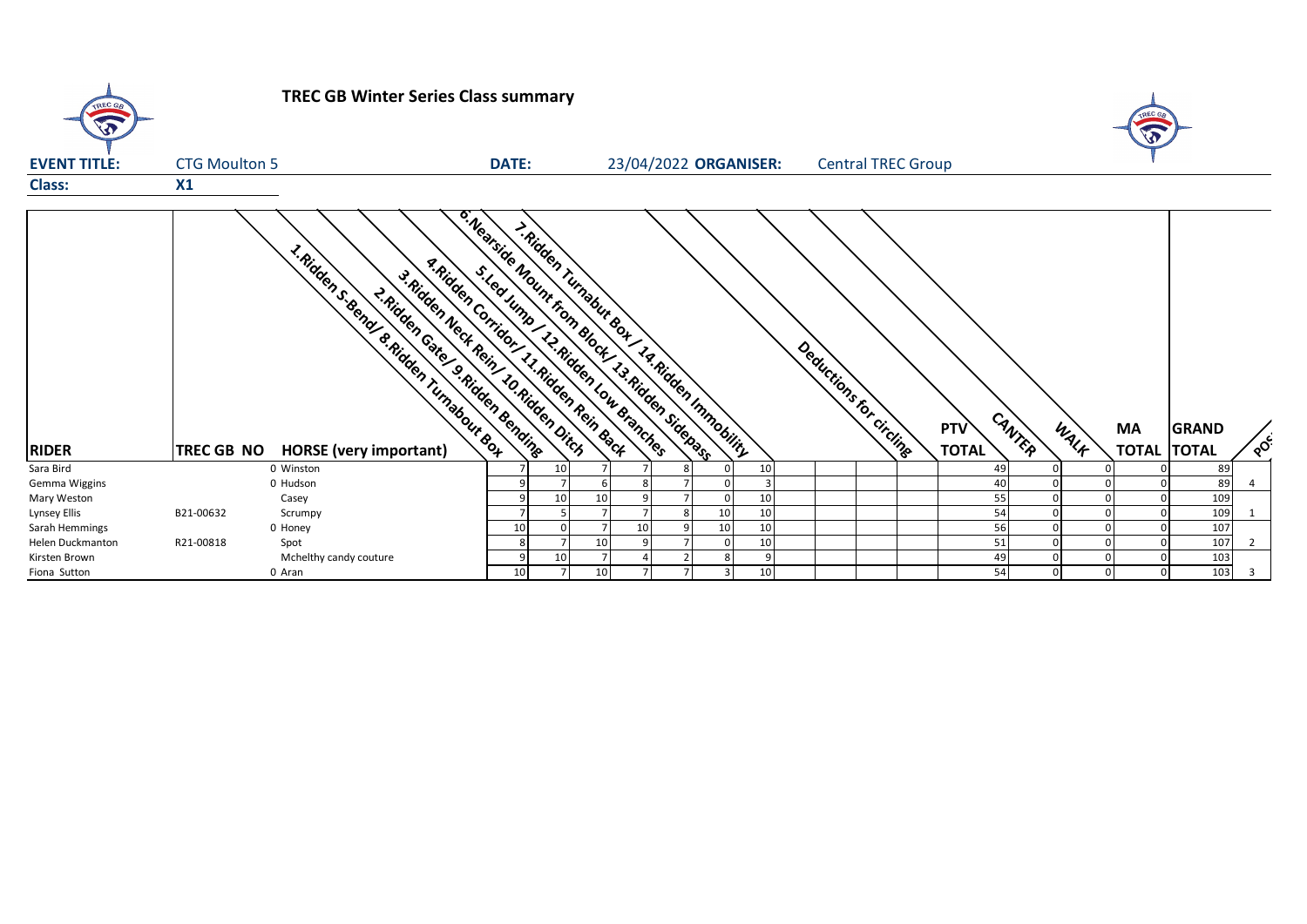# TREC GB Winter Series Class summary

**EVENT TITLE:** CTG Moulton 5 **DATE:** 23/04/2022 **ORGANISER:** Central TREC Group

**Class:** X1

| RIDER | TREC GB NO | HORSE (very important) | 1.Ridden S-Bend/ 8.Ridden Turnabout Box | 2.Ridden Gate/ 9.Ridden Bending | 3.Ridden Neck Rein/ 10.Ridden Ditch | 4.Ridden Corridor/ 11.Ridden Rein Back | 5.Led Jump / 12.Ridden Low Branches | 6.Nearside Mount from Block/ 13.Ridden Sidepass | 7.Ridden Turnabut Box / 14.Ridden Immobility | | | Deductions for circling | | PTV TOTAL | CANTER | WALK | MA TOTAL | GRAND TOTAL | POS |
|---|---|---|---|---|---|---|---|---|---|---|---|---|---|---|---|---|---|---|---|
| Sara Bird | | 0 Winston | 7 | 10 | 7 | 7 | 8 | 0 | 10 | | | | | 49 | 0 | 0 | 0 | 89 | |
| Gemma Wiggins | | 0 Hudson | 9 | 7 | 6 | 8 | 7 | 0 | 3 | | | | | 40 | 0 | 0 | 0 | 89 | 4 |
| Mary Weston | | Casey | 9 | 10 | 10 | 9 | 7 | 0 | 10 | | | | | 55 | 0 | 0 | 0 | 109 | |
| Lynsey Ellis | B21-00632 | Scrumpy | 7 | 5 | 7 | 7 | 8 | 10 | 10 | | | | | 54 | 0 | 0 | 0 | 109 | 1 |
| Sarah Hemmings | | 0 Honey | 10 | 0 | 7 | 10 | 9 | 10 | 10 | | | | | 56 | 0 | 0 | 0 | 107 | |
| Helen Duckmanton | R21-00818 | Spot | 8 | 7 | 10 | 9 | 7 | 0 | 10 | | | | | 51 | 0 | 0 | 0 | 107 | 2 |
| Kirsten Brown | | Mchelthy candy couture | 9 | 10 | 7 | 4 | 2 | 8 | 9 | | | | | 49 | 0 | 0 | 0 | 103 | |
| Fiona Sutton | | 0 Aran | 10 | 7 | 10 | 7 | 7 | 3 | 10 | | | | | 54 | 0 | 0 | 0 | 103 | 3 |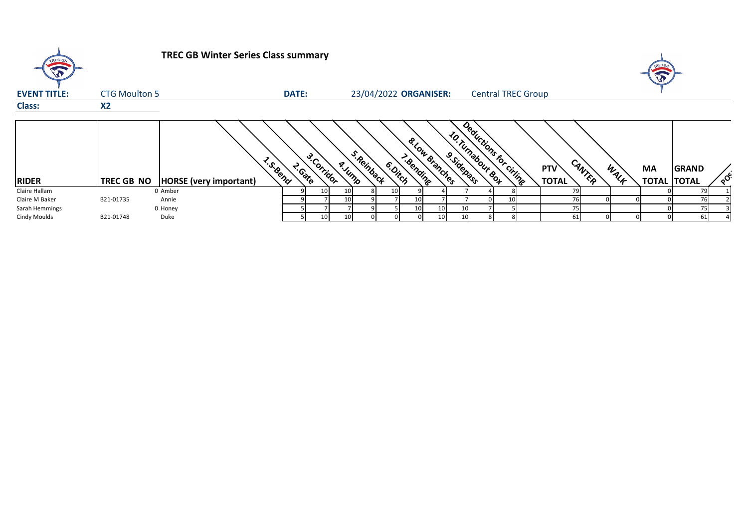# TREC GB Winter Series Class summary

**EVENT TITLE:** CTG Moulton 5 **DATE:** 23/04/2022 **ORGANISER:** Central TREC Group

**Class:** X2

| RIDER | TREC GB NO | HORSE (very important) | 1.S.Bend | 2.Gate | 3.Corridor | 4.Jump | 5.Reinback | 6.Ditch | 7.Bending | 8.Low Branches | 9.Sidepass | 10.Turnabout Box | Deductions for ciriing | PTV TOTAL | CANTER | WALK | MA TOTAL | GRAND TOTAL | POS |
|---|---|---|---|---|---|---|---|---|---|---|---|---|---|---|---|---|---|---|---|
| Claire Hallam | | 0 Amber | 9 | 10 | 10 | 8 | 10 | 9 | 4 | 7 | 4 | 8 | | 79 | | | 0 | 79 | 1 |
| Claire M Baker | B21-01735 | Annie | 9 | 7 | 10 | 9 | 7 | 10 | 7 | 7 | 0 | 10 | | 76 | 0 | 0 | 0 | 76 | 2 |
| Sarah Hemmings | | 0 Honey | 5 | 7 | 7 | 9 | 5 | 10 | 10 | 10 | 7 | 5 | | 75 | | | 0 | 75 | 3 |
| Cindy Moulds | B21-01748 | Duke | 5 | 10 | 10 | 0 | 0 | 0 | 10 | 10 | 8 | 8 | | 61 | 0 | 0 | 0 | 61 | 4 |